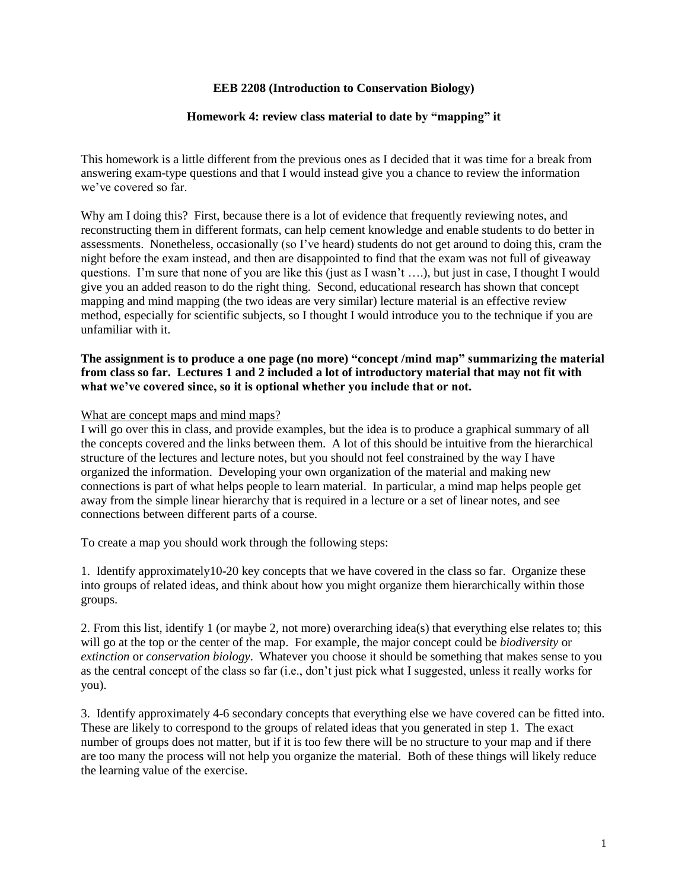**EEB 2208 (Introduction to Conservation Biology)**

**Homework 4: review class material to date by "mapping" it**

This homework is a little different from the previous ones as I decided that it was time for a break from answering exam-type questions and that I would instead give you a chance to review the information we've covered so far.

Why am I doing this? First, because there is a lot of evidence that frequently reviewing notes, and reconstructing them in different formats, can help cement knowledge and enable students to do better in assessments. Nonetheless, occasionally (so I've heard) students do not get around to doing this, cram the night before the exam instead, and then are disappointed to find that the exam was not full of giveaway questions. I'm sure that none of you are like this (just as I wasn't ….), but just in case, I thought I would give you an added reason to do the right thing. Second, educational research has shown that concept mapping and mind mapping (the two ideas are very similar) lecture material is an effective review method, especially for scientific subjects, so I thought I would introduce you to the technique if you are unfamiliar with it.

**The assignment is to produce a one page (no more) "concept /mind map" summarizing the material from class so far. Lectures 1 and 2 included a lot of introductory material that may not fit with what we've covered since, so it is optional whether you include that or not.**

<u>What are concept maps and mind maps?</u>

I will go over this in class, and provide examples, but the idea is to produce a graphical summary of all the concepts covered and the links between them. A lot of this should be intuitive from the hierarchical structure of the lectures and lecture notes, but you should not feel constrained by the way I have organized the information. Developing your own organization of the material and making new connections is part of what helps people to learn material. In particular, a mind map helps people get away from the simple linear hierarchy that is required in a lecture or a set of linear notes, and see connections between different parts of a course.

To create a map you should work through the following steps:

1. Identify approximately10-20 key concepts that we have covered in the class so far. Organize these into groups of related ideas, and think about how you might organize them hierarchically within those groups.

2. From this list, identify 1 (or maybe 2, not more) overarching idea(s) that everything else relates to; this will go at the top or the center of the map. For example, the major concept could be *biodiversity* or *extinction* or *conservation biology*. Whatever you choose it should be something that makes sense to you as the central concept of the class so far (i.e., don't just pick what I suggested, unless it really works for you).

3. Identify approximately 4-6 secondary concepts that everything else we have covered can be fitted into. These are likely to correspond to the groups of related ideas that you generated in step 1. The exact number of groups does not matter, but if it is too few there will be no structure to your map and if there are too many the process will not help you organize the material. Both of these things will likely reduce the learning value of the exercise.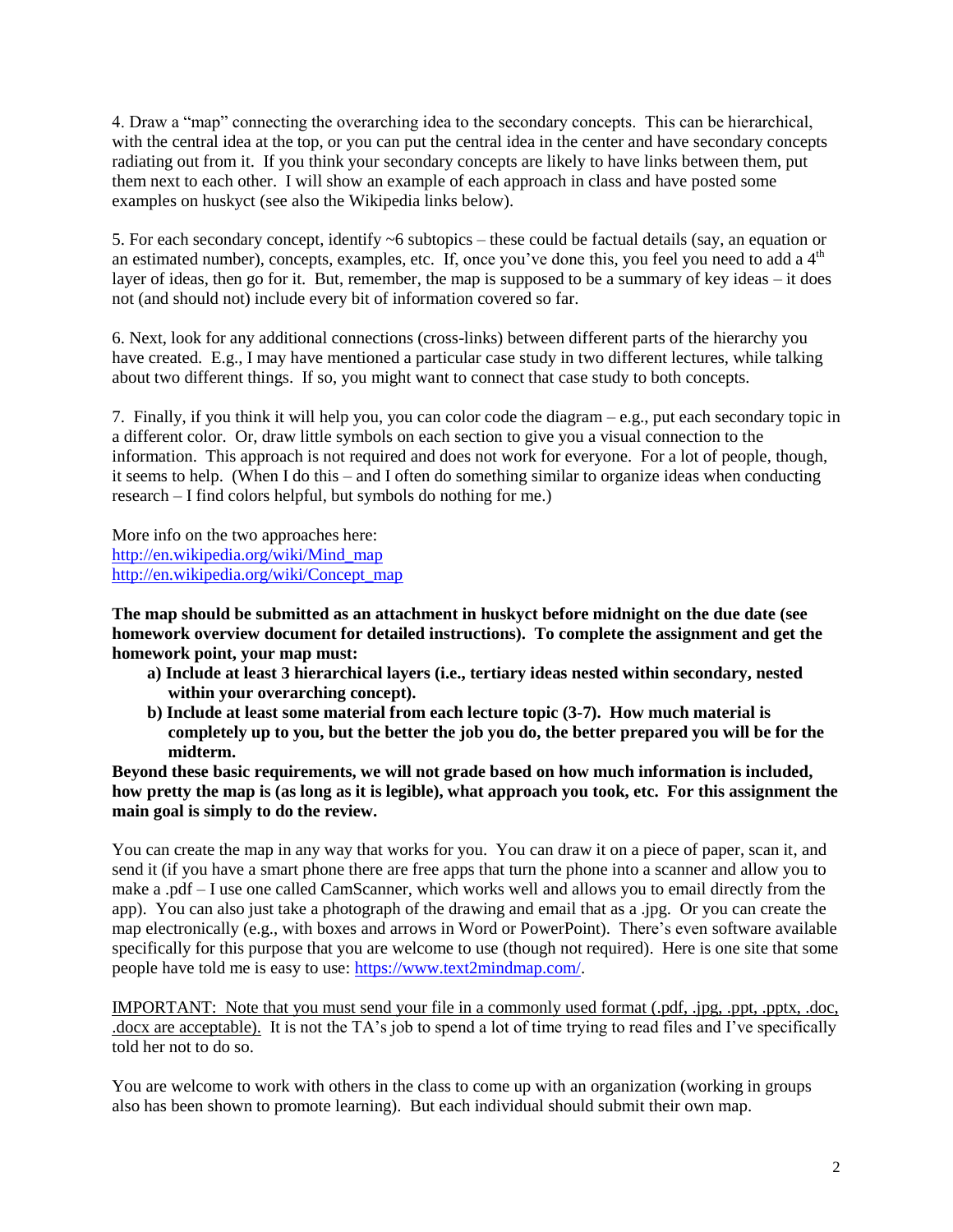4. Draw a "map" connecting the overarching idea to the secondary concepts. This can be hierarchical, with the central idea at the top, or you can put the central idea in the center and have secondary concepts radiating out from it. If you think your secondary concepts are likely to have links between them, put them next to each other. I will show an example of each approach in class and have posted some examples on huskyct (see also the Wikipedia links below).

5. For each secondary concept, identify ~6 subtopics – these could be factual details (say, an equation or an estimated number), concepts, examples, etc. If, once you've done this, you feel you need to add a 4th layer of ideas, then go for it. But, remember, the map is supposed to be a summary of key ideas – it does not (and should not) include every bit of information covered so far.

6. Next, look for any additional connections (cross-links) between different parts of the hierarchy you have created. E.g., I may have mentioned a particular case study in two different lectures, while talking about two different things. If so, you might want to connect that case study to both concepts.

7. Finally, if you think it will help you, you can color code the diagram – e.g., put each secondary topic in a different color. Or, draw little symbols on each section to give you a visual connection to the information. This approach is not required and does not work for everyone. For a lot of people, though, it seems to help. (When I do this – and I often do something similar to organize ideas when conducting research – I find colors helpful, but symbols do nothing for me.)

More info on the two approaches here:
http://en.wikipedia.org/wiki/Mind_map
http://en.wikipedia.org/wiki/Concept_map

**The map should be submitted as an attachment in huskyct before midnight on the due date (see homework overview document for detailed instructions). To complete the assignment and get the homework point, your map must:**

- **a) Include at least 3 hierarchical layers (i.e., tertiary ideas nested within secondary, nested within your overarching concept).**
- **b) Include at least some material from each lecture topic (3-7). How much material is completely up to you, but the better the job you do, the better prepared you will be for the midterm.**

**Beyond these basic requirements, we will not grade based on how much information is included, how pretty the map is (as long as it is legible), what approach you took, etc. For this assignment the main goal is simply to do the review.**

You can create the map in any way that works for you. You can draw it on a piece of paper, scan it, and send it (if you have a smart phone there are free apps that turn the phone into a scanner and allow you to make a .pdf – I use one called CamScanner, which works well and allows you to email directly from the app). You can also just take a photograph of the drawing and email that as a .jpg. Or you can create the map electronically (e.g., with boxes and arrows in Word or PowerPoint). There's even software available specifically for this purpose that you are welcome to use (though not required). Here is one site that some people have told me is easy to use: https://www.text2mindmap.com/.

<u>IMPORTANT: Note that you must send your file in a commonly used format (.pdf, .jpg, .ppt, .pptx, .doc, .docx are acceptable).</u> It is not the TA's job to spend a lot of time trying to read files and I've specifically told her not to do so.

You are welcome to work with others in the class to come up with an organization (working in groups also has been shown to promote learning). But each individual should submit their own map.